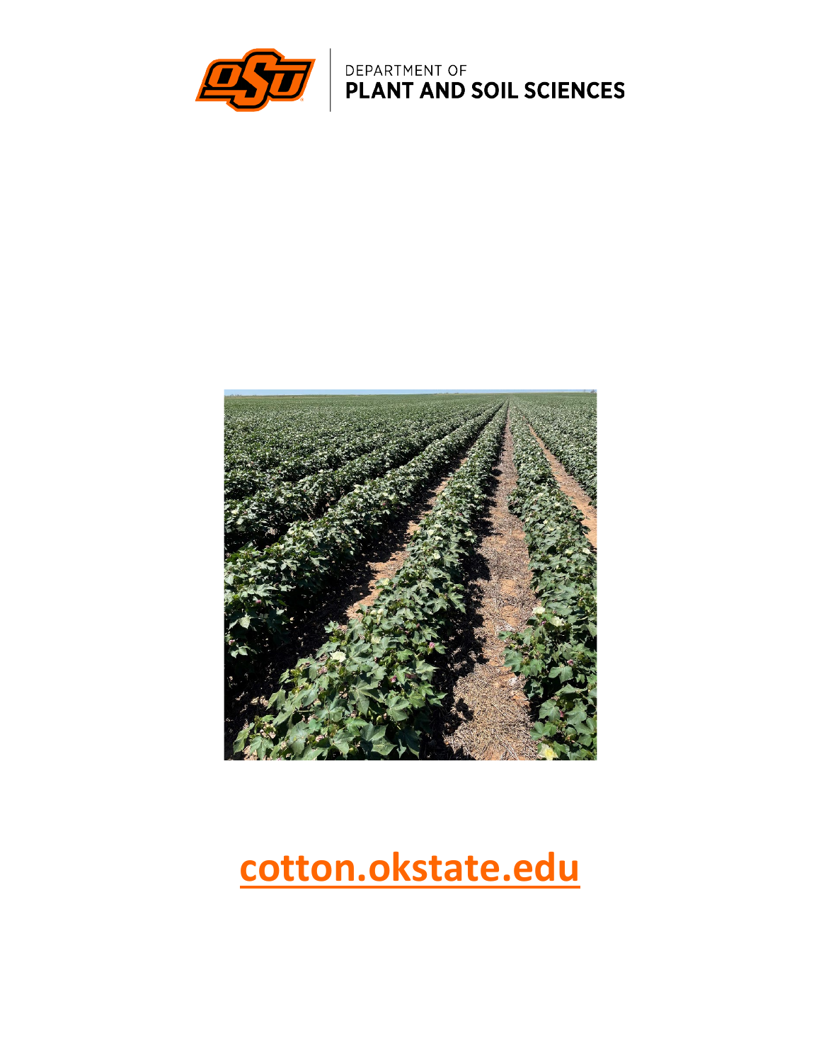DEPARTMENT OF
**PLANT AND SOIL SCIENCES**

**cotton.okstate.edu**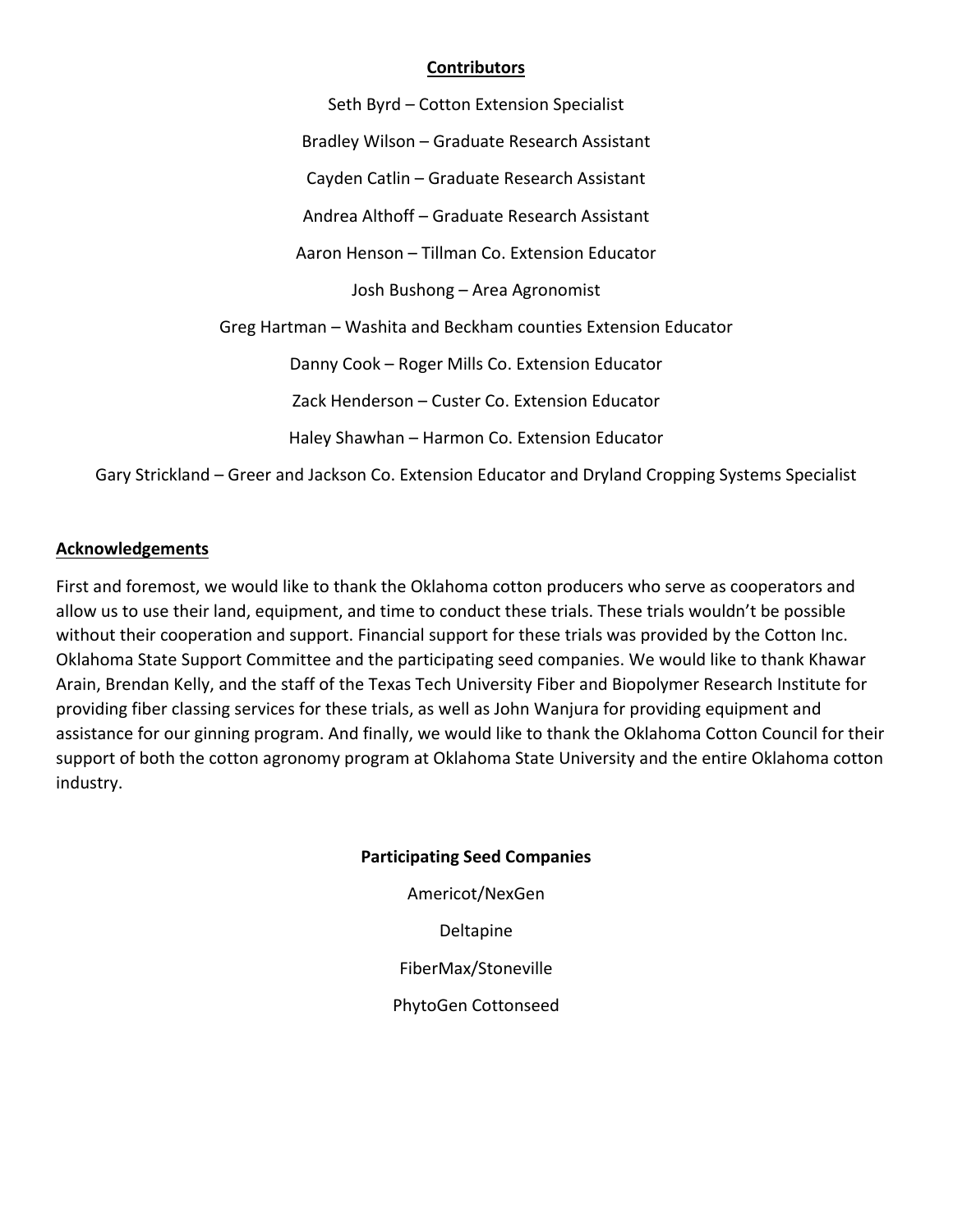## Contributors

Seth Byrd – Cotton Extension Specialist

Bradley Wilson – Graduate Research Assistant

Cayden Catlin – Graduate Research Assistant

Andrea Althoff – Graduate Research Assistant

Aaron Henson – Tillman Co. Extension Educator

Josh Bushong – Area Agronomist

Greg Hartman – Washita and Beckham counties Extension Educator

Danny Cook – Roger Mills Co. Extension Educator

Zack Henderson – Custer Co. Extension Educator

Haley Shawhan – Harmon Co. Extension Educator

Gary Strickland – Greer and Jackson Co. Extension Educator and Dryland Cropping Systems Specialist

## Acknowledgements

First and foremost, we would like to thank the Oklahoma cotton producers who serve as cooperators and allow us to use their land, equipment, and time to conduct these trials. These trials wouldn't be possible without their cooperation and support. Financial support for these trials was provided by the Cotton Inc. Oklahoma State Support Committee and the participating seed companies. We would like to thank Khawar Arain, Brendan Kelly, and the staff of the Texas Tech University Fiber and Biopolymer Research Institute for providing fiber classing services for these trials, as well as John Wanjura for providing equipment and assistance for our ginning program. And finally, we would like to thank the Oklahoma Cotton Council for their support of both the cotton agronomy program at Oklahoma State University and the entire Oklahoma cotton industry.

### Participating Seed Companies

Americot/NexGen

Deltapine

FiberMax/Stoneville

PhytoGen Cottonseed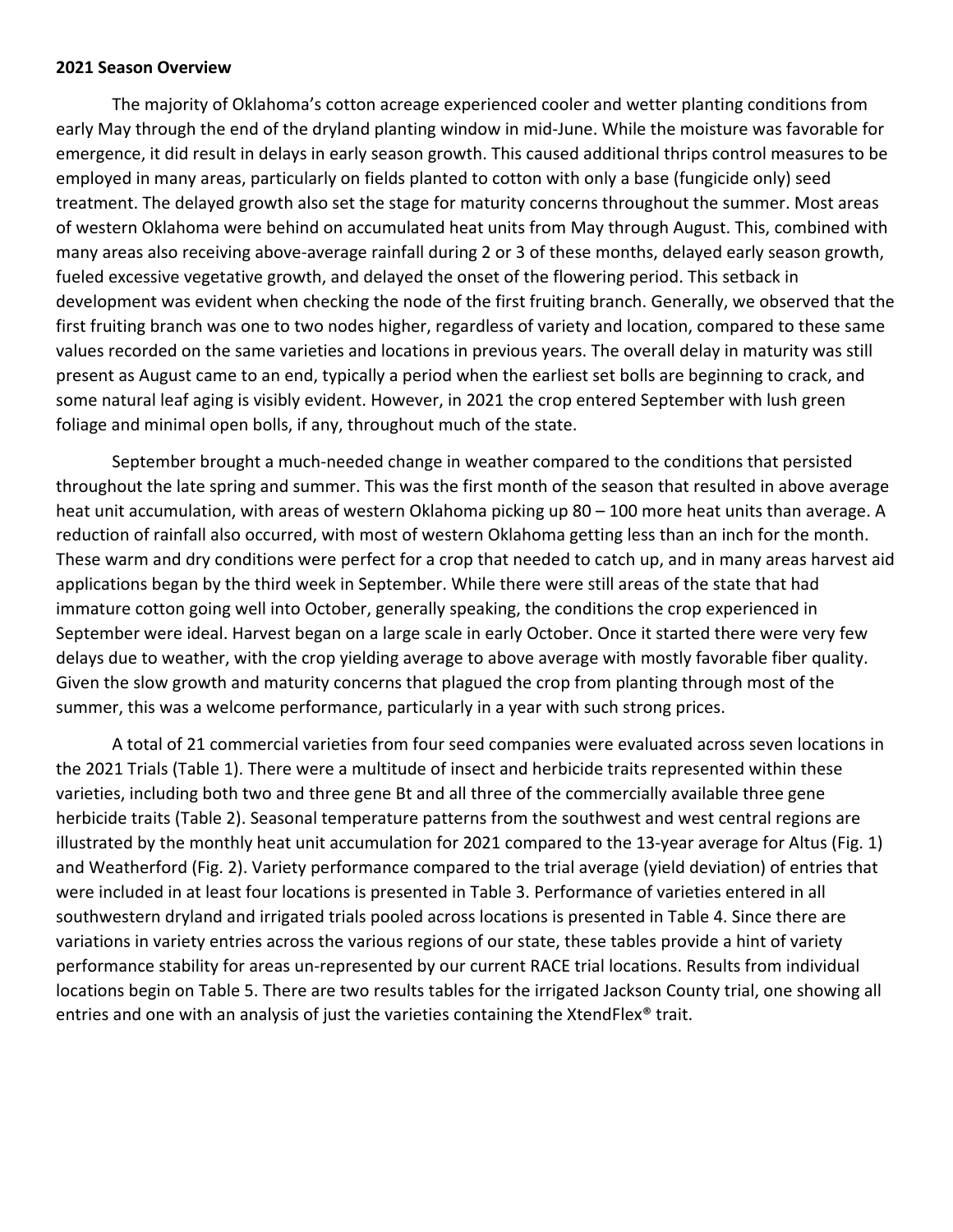**2021 Season Overview**

The majority of Oklahoma's cotton acreage experienced cooler and wetter planting conditions from early May through the end of the dryland planting window in mid-June. While the moisture was favorable for emergence, it did result in delays in early season growth. This caused additional thrips control measures to be employed in many areas, particularly on fields planted to cotton with only a base (fungicide only) seed treatment. The delayed growth also set the stage for maturity concerns throughout the summer. Most areas of western Oklahoma were behind on accumulated heat units from May through August. This, combined with many areas also receiving above-average rainfall during 2 or 3 of these months, delayed early season growth, fueled excessive vegetative growth, and delayed the onset of the flowering period. This setback in development was evident when checking the node of the first fruiting branch. Generally, we observed that the first fruiting branch was one to two nodes higher, regardless of variety and location, compared to these same values recorded on the same varieties and locations in previous years. The overall delay in maturity was still present as August came to an end, typically a period when the earliest set bolls are beginning to crack, and some natural leaf aging is visibly evident. However, in 2021 the crop entered September with lush green foliage and minimal open bolls, if any, throughout much of the state.

September brought a much-needed change in weather compared to the conditions that persisted throughout the late spring and summer. This was the first month of the season that resulted in above average heat unit accumulation, with areas of western Oklahoma picking up 80 – 100 more heat units than average. A reduction of rainfall also occurred, with most of western Oklahoma getting less than an inch for the month. These warm and dry conditions were perfect for a crop that needed to catch up, and in many areas harvest aid applications began by the third week in September. While there were still areas of the state that had immature cotton going well into October, generally speaking, the conditions the crop experienced in September were ideal. Harvest began on a large scale in early October. Once it started there were very few delays due to weather, with the crop yielding average to above average with mostly favorable fiber quality. Given the slow growth and maturity concerns that plagued the crop from planting through most of the summer, this was a welcome performance, particularly in a year with such strong prices.

A total of 21 commercial varieties from four seed companies were evaluated across seven locations in the 2021 Trials (Table 1). There were a multitude of insect and herbicide traits represented within these varieties, including both two and three gene Bt and all three of the commercially available three gene herbicide traits (Table 2). Seasonal temperature patterns from the southwest and west central regions are illustrated by the monthly heat unit accumulation for 2021 compared to the 13-year average for Altus (Fig. 1) and Weatherford (Fig. 2). Variety performance compared to the trial average (yield deviation) of entries that were included in at least four locations is presented in Table 3. Performance of varieties entered in all southwestern dryland and irrigated trials pooled across locations is presented in Table 4. Since there are variations in variety entries across the various regions of our state, these tables provide a hint of variety performance stability for areas un-represented by our current RACE trial locations. Results from individual locations begin on Table 5. There are two results tables for the irrigated Jackson County trial, one showing all entries and one with an analysis of just the varieties containing the XtendFlex® trait.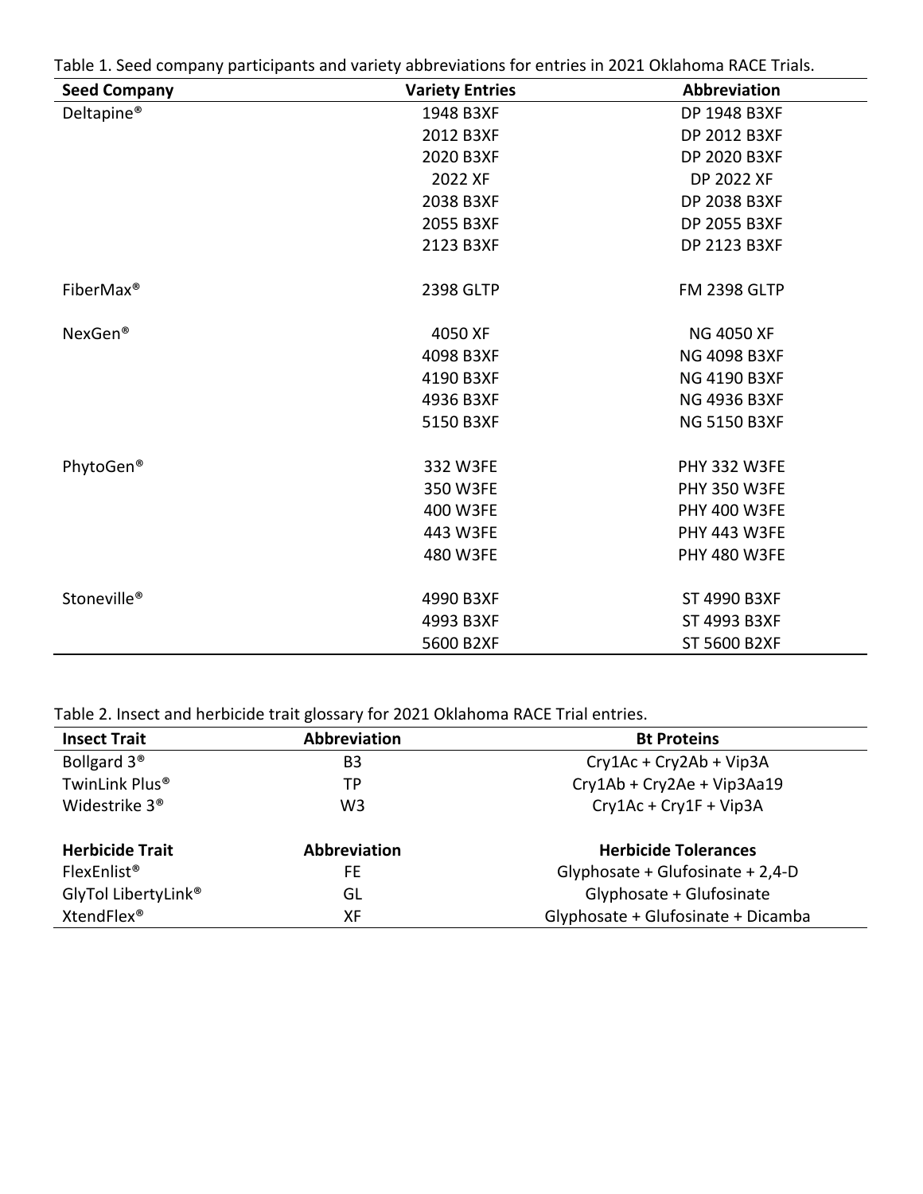Table 1. Seed company participants and variety abbreviations for entries in 2021 Oklahoma RACE Trials.

| Seed Company | Variety Entries | Abbreviation |
|---|---|---|
| Deltapine® | 1948 B3XF | DP 1948 B3XF |
| | 2012 B3XF | DP 2012 B3XF |
| | 2020 B3XF | DP 2020 B3XF |
| | 2022 XF | DP 2022 XF |
| | 2038 B3XF | DP 2038 B3XF |
| | 2055 B3XF | DP 2055 B3XF |
| | 2123 B3XF | DP 2123 B3XF |
| FiberMax® | 2398 GLTP | FM 2398 GLTP |
| NexGen® | 4050 XF | NG 4050 XF |
| | 4098 B3XF | NG 4098 B3XF |
| | 4190 B3XF | NG 4190 B3XF |
| | 4936 B3XF | NG 4936 B3XF |
| | 5150 B3XF | NG 5150 B3XF |
| PhytoGen® | 332 W3FE | PHY 332 W3FE |
| | 350 W3FE | PHY 350 W3FE |
| | 400 W3FE | PHY 400 W3FE |
| | 443 W3FE | PHY 443 W3FE |
| | 480 W3FE | PHY 480 W3FE |
| Stoneville® | 4990 B3XF | ST 4990 B3XF |
| | 4993 B3XF | ST 4993 B3XF |
| | 5600 B2XF | ST 5600 B2XF |

Table 2. Insect and herbicide trait glossary for 2021 Oklahoma RACE Trial entries.

| Insect Trait | Abbreviation | Bt Proteins |
|---|---|---|
| Bollgard 3® | B3 | Cry1Ac + Cry2Ab + Vip3A |
| TwinLink Plus® | TP | Cry1Ab + Cry2Ae + Vip3Aa19 |
| Widestrike 3® | W3 | Cry1Ac + Cry1F + Vip3A |
| **Herbicide Trait** | **Abbreviation** | **Herbicide Tolerances** |
| FlexEnlist® | FE | Glyphosate + Glufosinate + 2,4-D |
| GlyTol LibertyLink® | GL | Glyphosate + Glufosinate |
| XtendFlex® | XF | Glyphosate + Glufosinate + Dicamba |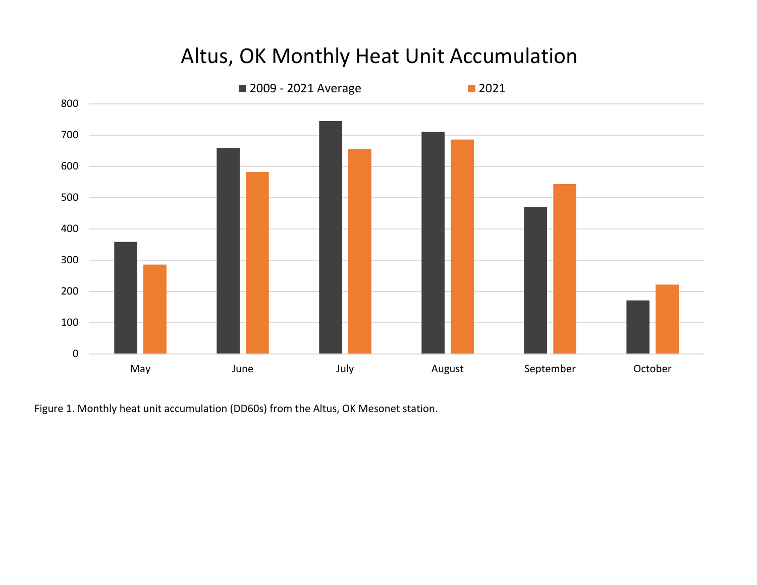# Altus, OK Monthly Heat Unit Accumulation

Figure 1. Monthly heat unit accumulation (DD60s) from the Altus, OK Mesonet station.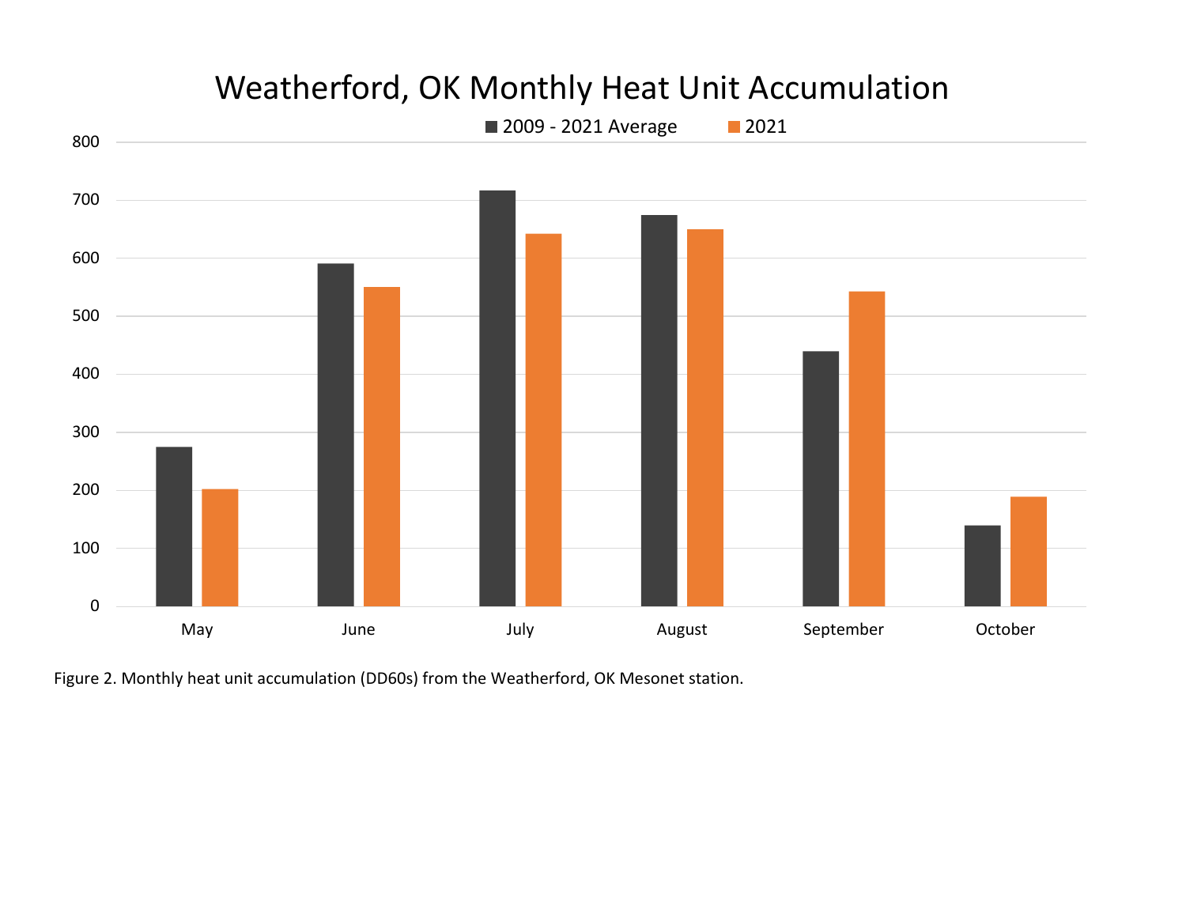Figure 2. Monthly heat unit accumulation (DD60s) from the Weatherford, OK Mesonet station.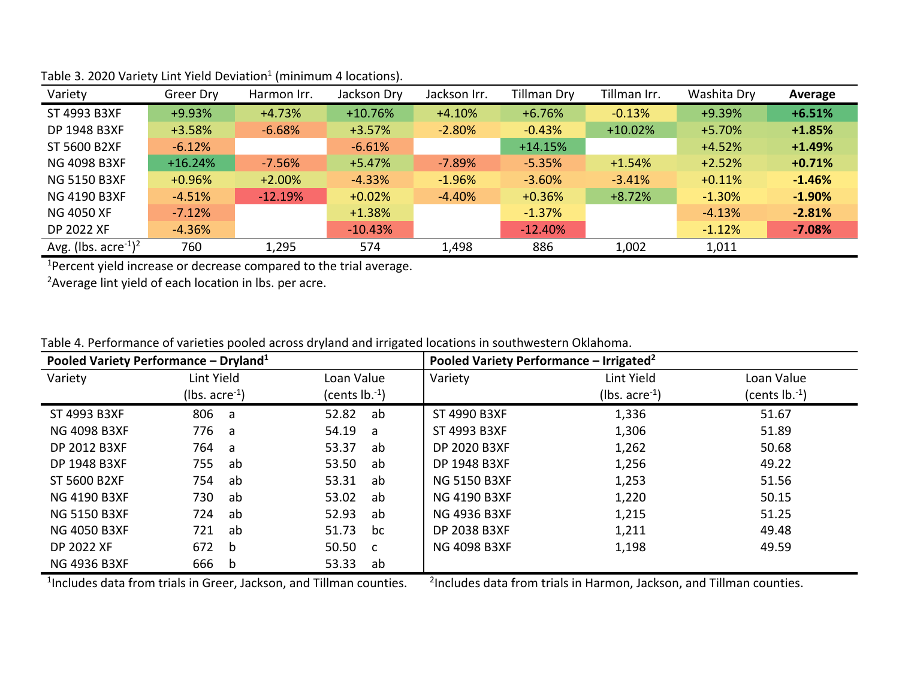Table 3. 2020 Variety Lint Yield Deviation[1] (minimum 4 locations).

| Variety | Greer Dry | Harmon Irr. | Jackson Dry | Jackson Irr. | Tillman Dry | Tillman Irr. | Washita Dry | **Average** |
|---|---|---|---|---|---|---|---|---|
| ST 4993 B3XF | +9.93% | +4.73% | +10.76% | +4.10% | +6.76% | -0.13% | +9.39% | **+6.51%** |
| DP 1948 B3XF | +3.58% | -6.68% | +3.57% | -2.80% | -0.43% | +10.02% | +5.70% | **+1.85%** |
| ST 5600 B2XF | -6.12% | | -6.61% | | +14.15% | | +4.52% | **+1.49%** |
| NG 4098 B3XF | +16.24% | -7.56% | +5.47% | -7.89% | -5.35% | +1.54% | +2.52% | **+0.71%** |
| NG 5150 B3XF | +0.96% | +2.00% | -4.33% | -1.96% | -3.60% | -3.41% | +0.11% | **-1.46%** |
| NG 4190 B3XF | -4.51% | -12.19% | +0.02% | -4.40% | +0.36% | +8.72% | -1.30% | **-1.90%** |
| NG 4050 XF | -7.12% | | +1.38% | | -1.37% | | -4.13% | **-2.81%** |
| DP 2022 XF | -4.36% | | -10.43% | | -12.40% | | -1.12% | **-7.08%** |
| Avg. (lbs. acre$^{-1}$)[2] | 760 | 1,295 | 574 | 1,498 | 886 | 1,002 | 1,011 | |

[1]Percent yield increase or decrease compared to the trial average.

[2]Average lint yield of each location in lbs. per acre.

Table 4. Performance of varieties pooled across dryland and irrigated locations in southwestern Oklahoma.

| **Pooled Variety Performance – Dryland[1]** | | | | | **Pooled Variety Performance – Irrigated[2]** | | |
|---|---|---|---|---|---|---|---|
| Variety | Lint Yield (lbs. acre$^{-1}$) | | Loan Value (cents lb.$^{-1}$) | | Variety | Lint Yield (lbs. acre$^{-1}$) | Loan Value (cents lb.$^{-1}$) |
| ST 4993 B3XF | 806 | a | 52.82 | ab | ST 4990 B3XF | 1,336 | 51.67 |
| NG 4098 B3XF | 776 | a | 54.19 | a | ST 4993 B3XF | 1,306 | 51.89 |
| DP 2012 B3XF | 764 | a | 53.37 | ab | DP 2020 B3XF | 1,262 | 50.68 |
| DP 1948 B3XF | 755 | ab | 53.50 | ab | DP 1948 B3XF | 1,256 | 49.22 |
| ST 5600 B2XF | 754 | ab | 53.31 | ab | NG 5150 B3XF | 1,253 | 51.56 |
| NG 4190 B3XF | 730 | ab | 53.02 | ab | NG 4190 B3XF | 1,220 | 50.15 |
| NG 5150 B3XF | 724 | ab | 52.93 | ab | NG 4936 B3XF | 1,215 | 51.25 |
| NG 4050 B3XF | 721 | ab | 51.73 | bc | DP 2038 B3XF | 1,211 | 49.48 |
| DP 2022 XF | 672 | b | 50.50 | c | NG 4098 B3XF | 1,198 | 49.59 |
| NG 4936 B3XF | 666 | b | 53.33 | ab | | | |

[1]Includes data from trials in Greer, Jackson, and Tillman counties.

[2]Includes data from trials in Harmon, Jackson, and Tillman counties.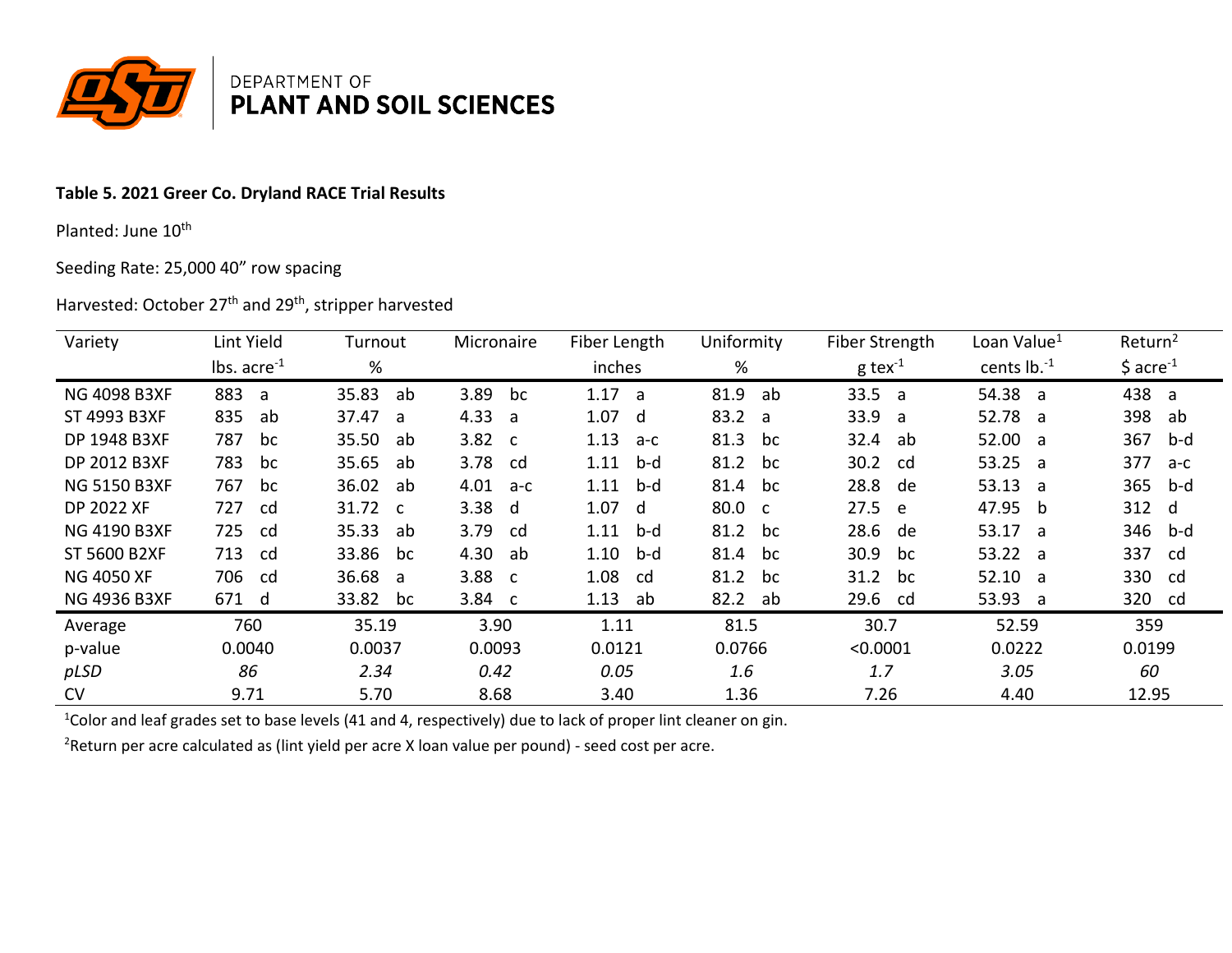DEPARTMENT OF
**PLANT AND SOIL SCIENCES**

**Table 5. 2021 Greer Co. Dryland RACE Trial Results**

Planted: June 10th

Seeding Rate: 25,000 40" row spacing

Harvested: October 27th and 29th, stripper harvested

| Variety | Lint Yield | Turnout | Micronaire | Fiber Length | Uniformity | Fiber Strength | Loan Value[1] | Return[2] |
|---|---|---|---|---|---|---|---|---|
| | lbs. acre$^{-1}$ | % | | inches | % | g tex$^{-1}$ | cents lb.$^{-1}$ | \$ acre$^{-1}$ |
| NG 4098 B3XF | 883 a | 35.83 ab | 3.89 bc | 1.17 a | 81.9 ab | 33.5 a | 54.38 a | 438 a |
| ST 4993 B3XF | 835 ab | 37.47 a | 4.33 a | 1.07 d | 83.2 a | 33.9 a | 52.78 a | 398 ab |
| DP 1948 B3XF | 787 bc | 35.50 ab | 3.82 c | 1.13 a-c | 81.3 bc | 32.4 ab | 52.00 a | 367 b-d |
| DP 2012 B3XF | 783 bc | 35.65 ab | 3.78 cd | 1.11 b-d | 81.2 bc | 30.2 cd | 53.25 a | 377 a-c |
| NG 5150 B3XF | 767 bc | 36.02 ab | 4.01 a-c | 1.11 b-d | 81.4 bc | 28.8 de | 53.13 a | 365 b-d |
| DP 2022 XF | 727 cd | 31.72 c | 3.38 d | 1.07 d | 80.0 c | 27.5 e | 47.95 b | 312 d |
| NG 4190 B3XF | 725 cd | 35.33 ab | 3.79 cd | 1.11 b-d | 81.2 bc | 28.6 de | 53.17 a | 346 b-d |
| ST 5600 B2XF | 713 cd | 33.86 bc | 4.30 ab | 1.10 b-d | 81.4 bc | 30.9 bc | 53.22 a | 337 cd |
| NG 4050 XF | 706 cd | 36.68 a | 3.88 c | 1.08 cd | 81.2 bc | 31.2 bc | 52.10 a | 330 cd |
| NG 4936 B3XF | 671 d | 33.82 bc | 3.84 c | 1.13 ab | 82.2 ab | 29.6 cd | 53.93 a | 320 cd |
| Average | 760 | 35.19 | 3.90 | 1.11 | 81.5 | 30.7 | 52.59 | 359 |
| p-value | 0.0040 | 0.0037 | 0.0093 | 0.0121 | 0.0766 | <0.0001 | 0.0222 | 0.0199 |
| *pLSD* | *86* | *2.34* | *0.42* | *0.05* | *1.6* | *1.7* | *3.05* | *60* |
| CV | 9.71 | 5.70 | 8.68 | 3.40 | 1.36 | 7.26 | 4.40 | 12.95 |

[1]Color and leaf grades set to base levels (41 and 4, respectively) due to lack of proper lint cleaner on gin.

[2]Return per acre calculated as (lint yield per acre X loan value per pound) - seed cost per acre.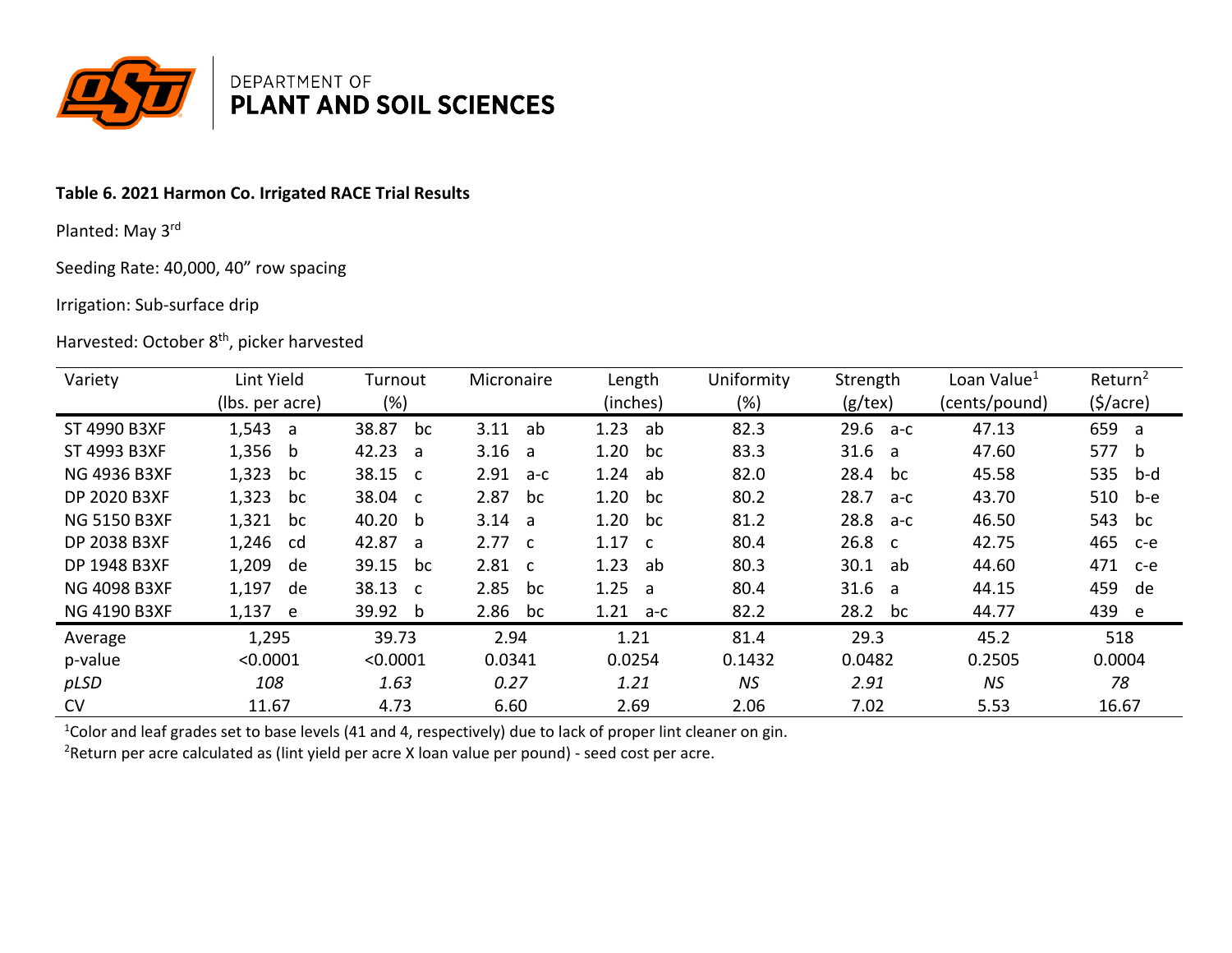DEPARTMENT OF
**PLANT AND SOIL SCIENCES**

**Table 6. 2021 Harmon Co. Irrigated RACE Trial Results**

Planted: May 3rd

Seeding Rate: 40,000, 40" row spacing

Irrigation: Sub-surface drip

Harvested: October 8th, picker harvested

| Variety | Lint Yield (lbs. per acre) | Turnout (%) | Micronaire | Length (inches) | Uniformity (%) | Strength (g/tex) | Loan Value[1] (cents/pound) | Return[2] ($/acre) |
|---|---|---|---|---|---|---|---|---|
| ST 4990 B3XF | 1,543 a | 38.87 bc | 3.11 ab | 1.23 ab | 82.3 | 29.6 a-c | 47.13 | 659 a |
| ST 4993 B3XF | 1,356 b | 42.23 a | 3.16 a | 1.20 bc | 83.3 | 31.6 a | 47.60 | 577 b |
| NG 4936 B3XF | 1,323 bc | 38.15 c | 2.91 a-c | 1.24 ab | 82.0 | 28.4 bc | 45.58 | 535 b-d |
| DP 2020 B3XF | 1,323 bc | 38.04 c | 2.87 bc | 1.20 bc | 80.2 | 28.7 a-c | 43.70 | 510 b-e |
| NG 5150 B3XF | 1,321 bc | 40.20 b | 3.14 a | 1.20 bc | 81.2 | 28.8 a-c | 46.50 | 543 bc |
| DP 2038 B3XF | 1,246 cd | 42.87 a | 2.77 c | 1.17 c | 80.4 | 26.8 c | 42.75 | 465 c-e |
| DP 1948 B3XF | 1,209 de | 39.15 bc | 2.81 c | 1.23 ab | 80.3 | 30.1 ab | 44.60 | 471 c-e |
| NG 4098 B3XF | 1,197 de | 38.13 c | 2.85 bc | 1.25 a | 80.4 | 31.6 a | 44.15 | 459 de |
| NG 4190 B3XF | 1,137 e | 39.92 b | 2.86 bc | 1.21 a-c | 82.2 | 28.2 bc | 44.77 | 439 e |
| Average | 1,295 | 39.73 | 2.94 | 1.21 | 81.4 | 29.3 | 45.2 | 518 |
| p-value | <0.0001 | <0.0001 | 0.0341 | 0.0254 | 0.1432 | 0.0482 | 0.2505 | 0.0004 |
| *pLSD* | *108* | *1.63* | *0.27* | *1.21* | *NS* | *2.91* | *NS* | *78* |
| CV | 11.67 | 4.73 | 6.60 | 2.69 | 2.06 | 7.02 | 5.53 | 16.67 |

[1]Color and leaf grades set to base levels (41 and 4, respectively) due to lack of proper lint cleaner on gin.

[2]Return per acre calculated as (lint yield per acre X loan value per pound) - seed cost per acre.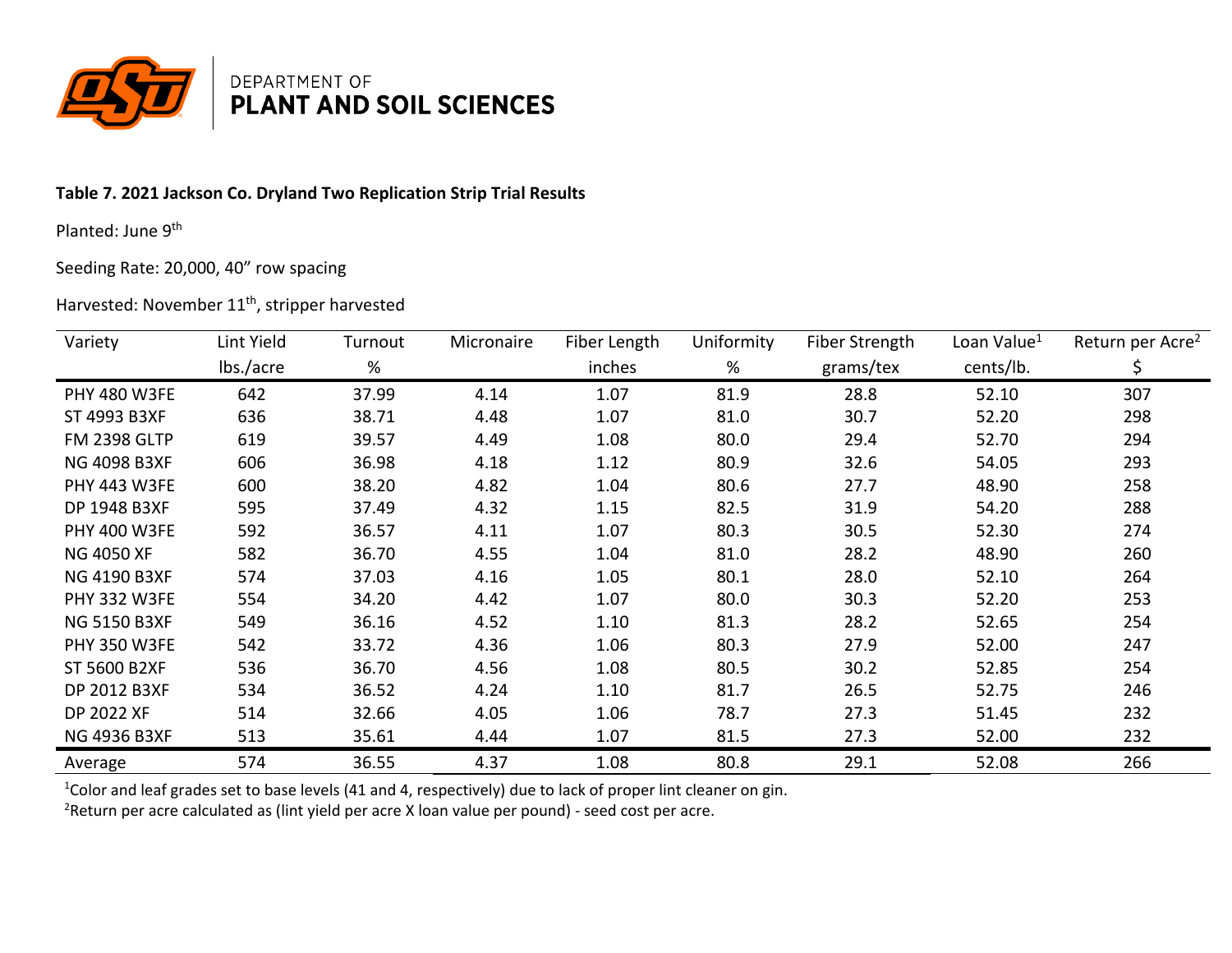DEPARTMENT OF
**PLANT AND SOIL SCIENCES**

**Table 7. 2021 Jackson Co. Dryland Two Replication Strip Trial Results**

Planted: June 9th

Seeding Rate: 20,000, 40" row spacing

Harvested: November 11th, stripper harvested

| Variety | Lint Yield | Turnout | Micronaire | Fiber Length | Uniformity | Fiber Strength | Loan Value[1] | Return per Acre[2] |
|---|---|---|---|---|---|---|---|---|
| | lbs./acre | % | | inches | % | grams/tex | cents/lb. | $ |
| PHY 480 W3FE | 642 | 37.99 | 4.14 | 1.07 | 81.9 | 28.8 | 52.10 | 307 |
| ST 4993 B3XF | 636 | 38.71 | 4.48 | 1.07 | 81.0 | 30.7 | 52.20 | 298 |
| FM 2398 GLTP | 619 | 39.57 | 4.49 | 1.08 | 80.0 | 29.4 | 52.70 | 294 |
| NG 4098 B3XF | 606 | 36.98 | 4.18 | 1.12 | 80.9 | 32.6 | 54.05 | 293 |
| PHY 443 W3FE | 600 | 38.20 | 4.82 | 1.04 | 80.6 | 27.7 | 48.90 | 258 |
| DP 1948 B3XF | 595 | 37.49 | 4.32 | 1.15 | 82.5 | 31.9 | 54.20 | 288 |
| PHY 400 W3FE | 592 | 36.57 | 4.11 | 1.07 | 80.3 | 30.5 | 52.30 | 274 |
| NG 4050 XF | 582 | 36.70 | 4.55 | 1.04 | 81.0 | 28.2 | 48.90 | 260 |
| NG 4190 B3XF | 574 | 37.03 | 4.16 | 1.05 | 80.1 | 28.0 | 52.10 | 264 |
| PHY 332 W3FE | 554 | 34.20 | 4.42 | 1.07 | 80.0 | 30.3 | 52.20 | 253 |
| NG 5150 B3XF | 549 | 36.16 | 4.52 | 1.10 | 81.3 | 28.2 | 52.65 | 254 |
| PHY 350 W3FE | 542 | 33.72 | 4.36 | 1.06 | 80.3 | 27.9 | 52.00 | 247 |
| ST 5600 B2XF | 536 | 36.70 | 4.56 | 1.08 | 80.5 | 30.2 | 52.85 | 254 |
| DP 2012 B3XF | 534 | 36.52 | 4.24 | 1.10 | 81.7 | 26.5 | 52.75 | 246 |
| DP 2022 XF | 514 | 32.66 | 4.05 | 1.06 | 78.7 | 27.3 | 51.45 | 232 |
| NG 4936 B3XF | 513 | 35.61 | 4.44 | 1.07 | 81.5 | 27.3 | 52.00 | 232 |
| Average | 574 | 36.55 | 4.37 | 1.08 | 80.8 | 29.1 | 52.08 | 266 |

[1]Color and leaf grades set to base levels (41 and 4, respectively) due to lack of proper lint cleaner on gin.
[2]Return per acre calculated as (lint yield per acre X loan value per pound) - seed cost per acre.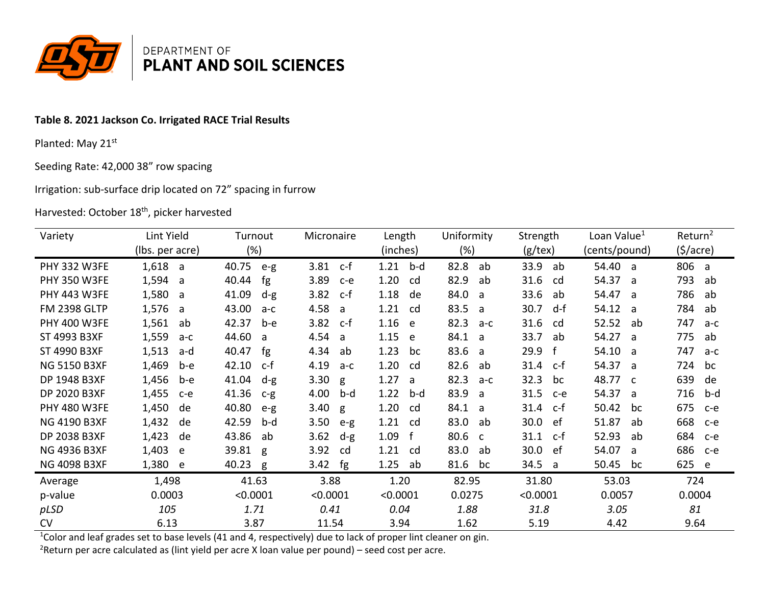DEPARTMENT OF
**PLANT AND SOIL SCIENCES**

**Table 8. 2021 Jackson Co. Irrigated RACE Trial Results**

Planted: May 21st

Seeding Rate: 42,000 38" row spacing

Irrigation: sub-surface drip located on 72" spacing in furrow

Harvested: October 18th, picker harvested

| Variety | Lint Yield (lbs. per acre) | | Turnout (%) | | Micronaire | | Length (inches) | | Uniformity (%) | | Strength (g/tex) | | Loan Value[1] (cents/pound) | | Return[2] ($/acre) | |
|---|---|---|---|---|---|---|---|---|---|---|---|---|---|---|---|---|
| PHY 332 W3FE | 1,618 | a | 40.75 | e-g | 3.81 | c-f | 1.21 | b-d | 82.8 | ab | 33.9 | ab | 54.40 | a | 806 | a |
| PHY 350 W3FE | 1,594 | a | 40.44 | fg | 3.89 | c-e | 1.20 | cd | 82.9 | ab | 31.6 | cd | 54.37 | a | 793 | ab |
| PHY 443 W3FE | 1,580 | a | 41.09 | d-g | 3.82 | c-f | 1.18 | de | 84.0 | a | 33.6 | ab | 54.47 | a | 786 | ab |
| FM 2398 GLTP | 1,576 | a | 43.00 | a-c | 4.58 | a | 1.21 | cd | 83.5 | a | 30.7 | d-f | 54.12 | a | 784 | ab |
| PHY 400 W3FE | 1,561 | ab | 42.37 | b-e | 3.82 | c-f | 1.16 | e | 82.3 | a-c | 31.6 | cd | 52.52 | ab | 747 | a-c |
| ST 4993 B3XF | 1,559 | a-c | 44.60 | a | 4.54 | a | 1.15 | e | 84.1 | a | 33.7 | ab | 54.27 | a | 775 | ab |
| ST 4990 B3XF | 1,513 | a-d | 40.47 | fg | 4.34 | ab | 1.23 | bc | 83.6 | a | 29.9 | f | 54.10 | a | 747 | a-c |
| NG 5150 B3XF | 1,469 | b-e | 42.10 | c-f | 4.19 | a-c | 1.20 | cd | 82.6 | ab | 31.4 | c-f | 54.37 | a | 724 | bc |
| DP 1948 B3XF | 1,456 | b-e | 41.04 | d-g | 3.30 | g | 1.27 | a | 82.3 | a-c | 32.3 | bc | 48.77 | c | 639 | de |
| DP 2020 B3XF | 1,455 | c-e | 41.36 | c-g | 4.00 | b-d | 1.22 | b-d | 83.9 | a | 31.5 | c-e | 54.37 | a | 716 | b-d |
| PHY 480 W3FE | 1,450 | de | 40.80 | e-g | 3.40 | g | 1.20 | cd | 84.1 | a | 31.4 | c-f | 50.42 | bc | 675 | c-e |
| NG 4190 B3XF | 1,432 | de | 42.59 | b-d | 3.50 | e-g | 1.21 | cd | 83.0 | ab | 30.0 | ef | 51.87 | ab | 668 | c-e |
| DP 2038 B3XF | 1,423 | de | 43.86 | ab | 3.62 | d-g | 1.09 | f | 80.6 | c | 31.1 | c-f | 52.93 | ab | 684 | c-e |
| NG 4936 B3XF | 1,403 | e | 39.81 | g | 3.92 | cd | 1.21 | cd | 83.0 | ab | 30.0 | ef | 54.07 | a | 686 | c-e |
| NG 4098 B3XF | 1,380 | e | 40.23 | g | 3.42 | fg | 1.25 | ab | 81.6 | bc | 34.5 | a | 50.45 | bc | 625 | e |
| Average | 1,498 | | 41.63 | | 3.88 | | 1.20 | | 82.95 | | 31.80 | | 53.03 | | 724 | |
| p-value | 0.0003 | | <0.0001 | | <0.0001 | | <0.0001 | | 0.0275 | | <0.0001 | | 0.0057 | | 0.0004 | |
| *pLSD* | *105* | | *1.71* | | *0.41* | | *0.04* | | *1.88* | | *31.8* | | *3.05* | | *81* | |
| CV | 6.13 | | 3.87 | | 11.54 | | 3.94 | | 1.62 | | 5.19 | | 4.42 | | 9.64 | |

[1]Color and leaf grades set to base levels (41 and 4, respectively) due to lack of proper lint cleaner on gin.

[2]Return per acre calculated as (lint yield per acre X loan value per pound) – seed cost per acre.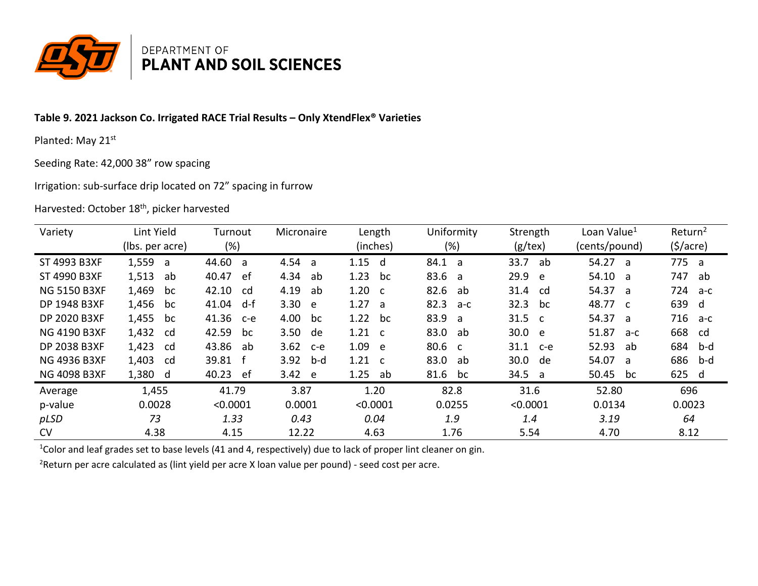DEPARTMENT OF
**PLANT AND SOIL SCIENCES**

**Table 9. 2021 Jackson Co. Irrigated RACE Trial Results – Only XtendFlex® Varieties**

Planted: May 21st

Seeding Rate: 42,000 38" row spacing

Irrigation: sub-surface drip located on 72" spacing in furrow

Harvested: October 18th, picker harvested

| Variety | Lint Yield (lbs. per acre) | Turnout (%) | Micronaire | Length (inches) | Uniformity (%) | Strength (g/tex) | Loan Value[1] (cents/pound) | Return[2] ($/acre) |
|---|---|---|---|---|---|---|---|---|
| ST 4993 B3XF | 1,559 a | 44.60 a | 4.54 a | 1.15 d | 84.1 a | 33.7 ab | 54.27 a | 775 a |
| ST 4990 B3XF | 1,513 ab | 40.47 ef | 4.34 ab | 1.23 bc | 83.6 a | 29.9 e | 54.10 a | 747 ab |
| NG 5150 B3XF | 1,469 bc | 42.10 cd | 4.19 ab | 1.20 c | 82.6 ab | 31.4 cd | 54.37 a | 724 a-c |
| DP 1948 B3XF | 1,456 bc | 41.04 d-f | 3.30 e | 1.27 a | 82.3 a-c | 32.3 bc | 48.77 c | 639 d |
| DP 2020 B3XF | 1,455 bc | 41.36 c-e | 4.00 bc | 1.22 bc | 83.9 a | 31.5 c | 54.37 a | 716 a-c |
| NG 4190 B3XF | 1,432 cd | 42.59 bc | 3.50 de | 1.21 c | 83.0 ab | 30.0 e | 51.87 a-c | 668 cd |
| DP 2038 B3XF | 1,423 cd | 43.86 ab | 3.62 c-e | 1.09 e | 80.6 c | 31.1 c-e | 52.93 ab | 684 b-d |
| NG 4936 B3XF | 1,403 cd | 39.81 f | 3.92 b-d | 1.21 c | 83.0 ab | 30.0 de | 54.07 a | 686 b-d |
| NG 4098 B3XF | 1,380 d | 40.23 ef | 3.42 e | 1.25 ab | 81.6 bc | 34.5 a | 50.45 bc | 625 d |
| Average | 1,455 | 41.79 | 3.87 | 1.20 | 82.8 | 31.6 | 52.80 | 696 |
| p-value | 0.0028 | <0.0001 | 0.0001 | <0.0001 | 0.0255 | <0.0001 | 0.0134 | 0.0023 |
| *pLSD* | *73* | *1.33* | *0.43* | *0.04* | *1.9* | *1.4* | *3.19* | *64* |
| CV | 4.38 | 4.15 | 12.22 | 4.63 | 1.76 | 5.54 | 4.70 | 8.12 |

[1]Color and leaf grades set to base levels (41 and 4, respectively) due to lack of proper lint cleaner on gin.

[2]Return per acre calculated as (lint yield per acre X loan value per pound) - seed cost per acre.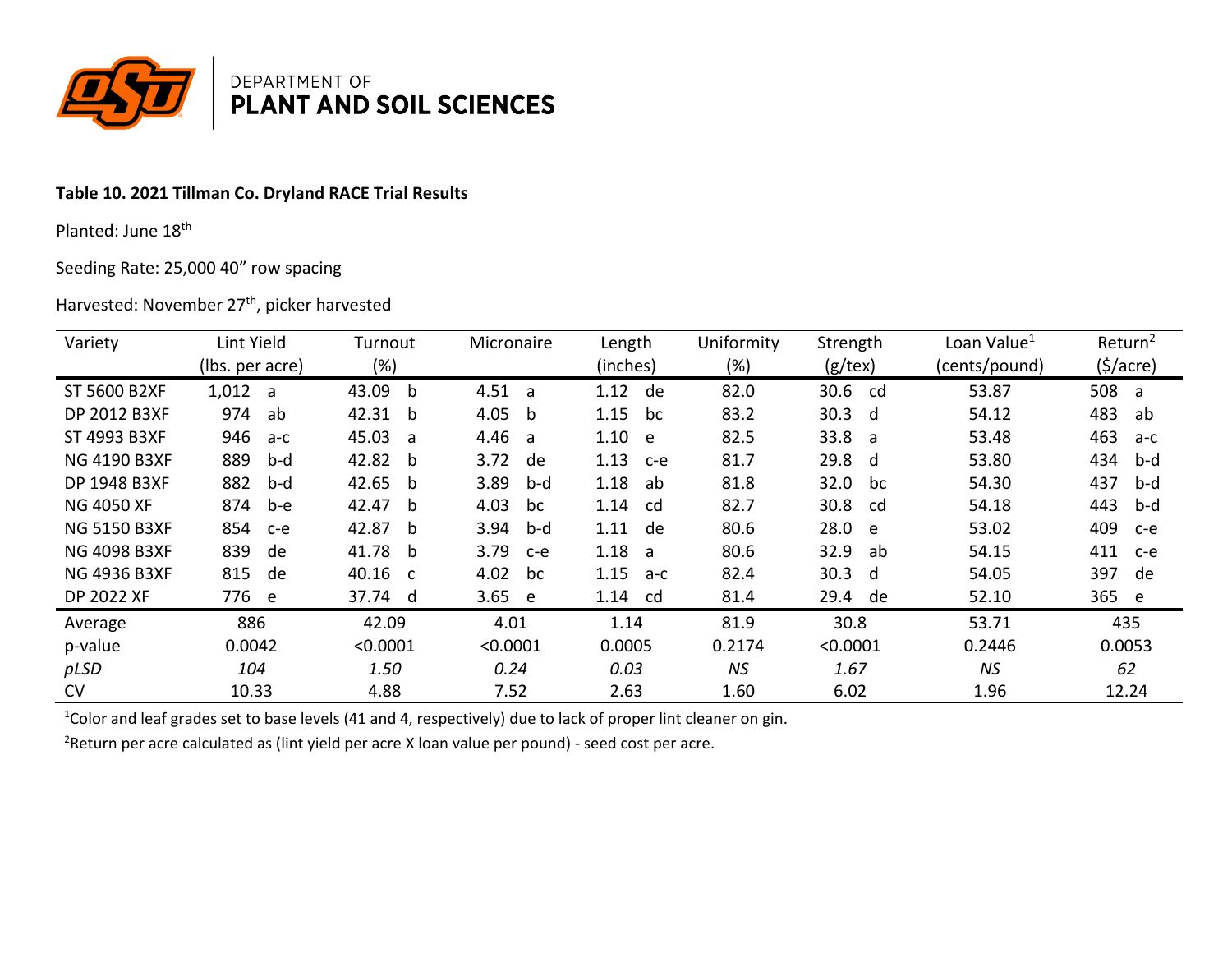DEPARTMENT OF
**PLANT AND SOIL SCIENCES**

**Table 10. 2021 Tillman Co. Dryland RACE Trial Results**

Planted: June 18th

Seeding Rate: 25,000 40" row spacing

Harvested: November 27th, picker harvested

| Variety | Lint Yield (lbs. per acre) | Turnout (%) | Micronaire | Length (inches) | Uniformity (%) | Strength (g/tex) | Loan Value[1] (cents/pound) | Return[2] ($/acre) |
|---|---|---|---|---|---|---|---|---|
| ST 5600 B2XF | 1,012 a | 43.09 b | 4.51 a | 1.12 de | 82.0 | 30.6 cd | 53.87 | 508 a |
| DP 2012 B3XF | 974 ab | 42.31 b | 4.05 b | 1.15 bc | 83.2 | 30.3 d | 54.12 | 483 ab |
| ST 4993 B3XF | 946 a-c | 45.03 a | 4.46 a | 1.10 e | 82.5 | 33.8 a | 53.48 | 463 a-c |
| NG 4190 B3XF | 889 b-d | 42.82 b | 3.72 de | 1.13 c-e | 81.7 | 29.8 d | 53.80 | 434 b-d |
| DP 1948 B3XF | 882 b-d | 42.65 b | 3.89 b-d | 1.18 ab | 81.8 | 32.0 bc | 54.30 | 437 b-d |
| NG 4050 XF | 874 b-e | 42.47 b | 4.03 bc | 1.14 cd | 82.7 | 30.8 cd | 54.18 | 443 b-d |
| NG 5150 B3XF | 854 c-e | 42.87 b | 3.94 b-d | 1.11 de | 80.6 | 28.0 e | 53.02 | 409 c-e |
| NG 4098 B3XF | 839 de | 41.78 b | 3.79 c-e | 1.18 a | 80.6 | 32.9 ab | 54.15 | 411 c-e |
| NG 4936 B3XF | 815 de | 40.16 c | 4.02 bc | 1.15 a-c | 82.4 | 30.3 d | 54.05 | 397 de |
| DP 2022 XF | 776 e | 37.74 d | 3.65 e | 1.14 cd | 81.4 | 29.4 de | 52.10 | 365 e |
| Average | 886 | 42.09 | 4.01 | 1.14 | 81.9 | 30.8 | 53.71 | 435 |
| p-value | 0.0042 | <0.0001 | <0.0001 | 0.0005 | 0.2174 | <0.0001 | 0.2446 | 0.0053 |
| *pLSD* | *104* | *1.50* | *0.24* | *0.03* | *NS* | *1.67* | *NS* | *62* |
| CV | 10.33 | 4.88 | 7.52 | 2.63 | 1.60 | 6.02 | 1.96 | 12.24 |

[1]Color and leaf grades set to base levels (41 and 4, respectively) due to lack of proper lint cleaner on gin.

[2]Return per acre calculated as (lint yield per acre X loan value per pound) - seed cost per acre.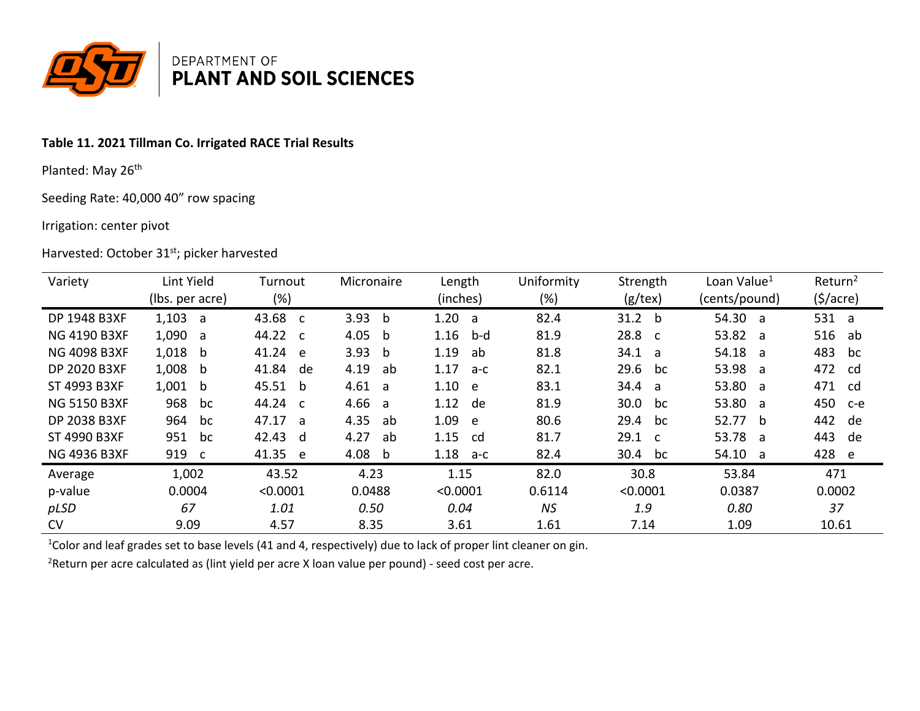DEPARTMENT OF
**PLANT AND SOIL SCIENCES**

**Table 11. 2021 Tillman Co. Irrigated RACE Trial Results**

Planted: May 26th

Seeding Rate: 40,000 40" row spacing

Irrigation: center pivot

Harvested: October 31st; picker harvested

| Variety | Lint Yield (lbs. per acre) | Turnout (%) | Micronaire | Length (inches) | Uniformity (%) | Strength (g/tex) | Loan Value[1] (cents/pound) | Return[2] ($/acre) |
|---|---|---|---|---|---|---|---|---|
| DP 1948 B3XF | 1,103 a | 43.68 c | 3.93 b | 1.20 a | 82.4 | 31.2 b | 54.30 a | 531 a |
| NG 4190 B3XF | 1,090 a | 44.22 c | 4.05 b | 1.16 b-d | 81.9 | 28.8 c | 53.82 a | 516 ab |
| NG 4098 B3XF | 1,018 b | 41.24 e | 3.93 b | 1.19 ab | 81.8 | 34.1 a | 54.18 a | 483 bc |
| DP 2020 B3XF | 1,008 b | 41.84 de | 4.19 ab | 1.17 a-c | 82.1 | 29.6 bc | 53.98 a | 472 cd |
| ST 4993 B3XF | 1,001 b | 45.51 b | 4.61 a | 1.10 e | 83.1 | 34.4 a | 53.80 a | 471 cd |
| NG 5150 B3XF | 968 bc | 44.24 c | 4.66 a | 1.12 de | 81.9 | 30.0 bc | 53.80 a | 450 c-e |
| DP 2038 B3XF | 964 bc | 47.17 a | 4.35 ab | 1.09 e | 80.6 | 29.4 bc | 52.77 b | 442 de |
| ST 4990 B3XF | 951 bc | 42.43 d | 4.27 ab | 1.15 cd | 81.7 | 29.1 c | 53.78 a | 443 de |
| NG 4936 B3XF | 919 c | 41.35 e | 4.08 b | 1.18 a-c | 82.4 | 30.4 bc | 54.10 a | 428 e |
| Average | 1,002 | 43.52 | 4.23 | 1.15 | 82.0 | 30.8 | 53.84 | 471 |
| p-value | 0.0004 | <0.0001 | 0.0488 | <0.0001 | 0.6114 | <0.0001 | 0.0387 | 0.0002 |
| *pLSD* | *67* | *1.01* | *0.50* | *0.04* | *NS* | *1.9* | *0.80* | *37* |
| CV | 9.09 | 4.57 | 8.35 | 3.61 | 1.61 | 7.14 | 1.09 | 10.61 |

[1]Color and leaf grades set to base levels (41 and 4, respectively) due to lack of proper lint cleaner on gin.

[2]Return per acre calculated as (lint yield per acre X loan value per pound) - seed cost per acre.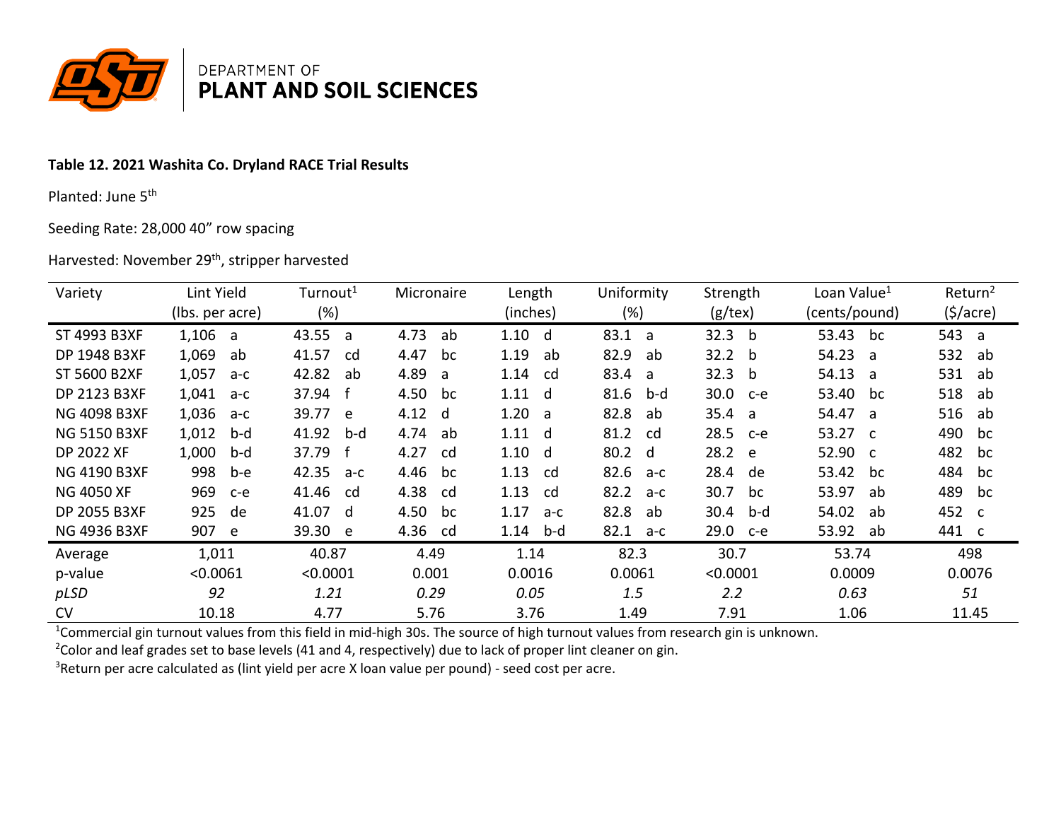DEPARTMENT OF
**PLANT AND SOIL SCIENCES**

**Table 12. 2021 Washita Co. Dryland RACE Trial Results**

Planted: June 5th

Seeding Rate: 28,000 40" row spacing

Harvested: November 29th, stripper harvested

| Variety | Lint Yield (lbs. per acre) | Turnout[1] (%) | Micronaire | Length (inches) | Uniformity (%) | Strength (g/tex) | Loan Value[1] (cents/pound) | Return[2] ($/acre) |
|---|---|---|---|---|---|---|---|---|
| ST 4993 B3XF | 1,106 a | 43.55 a | 4.73 ab | 1.10 d | 83.1 a | 32.3 b | 53.43 bc | 543 a |
| DP 1948 B3XF | 1,069 ab | 41.57 cd | 4.47 bc | 1.19 ab | 82.9 ab | 32.2 b | 54.23 a | 532 ab |
| ST 5600 B2XF | 1,057 a-c | 42.82 ab | 4.89 a | 1.14 cd | 83.4 a | 32.3 b | 54.13 a | 531 ab |
| DP 2123 B3XF | 1,041 a-c | 37.94 f | 4.50 bc | 1.11 d | 81.6 b-d | 30.0 c-e | 53.40 bc | 518 ab |
| NG 4098 B3XF | 1,036 a-c | 39.77 e | 4.12 d | 1.20 a | 82.8 ab | 35.4 a | 54.47 a | 516 ab |
| NG 5150 B3XF | 1,012 b-d | 41.92 b-d | 4.74 ab | 1.11 d | 81.2 cd | 28.5 c-e | 53.27 c | 490 bc |
| DP 2022 XF | 1,000 b-d | 37.79 f | 4.27 cd | 1.10 d | 80.2 d | 28.2 e | 52.90 c | 482 bc |
| NG 4190 B3XF | 998 b-e | 42.35 a-c | 4.46 bc | 1.13 cd | 82.6 a-c | 28.4 de | 53.42 bc | 484 bc |
| NG 4050 XF | 969 c-e | 41.46 cd | 4.38 cd | 1.13 cd | 82.2 a-c | 30.7 bc | 53.97 ab | 489 bc |
| DP 2055 B3XF | 925 de | 41.07 d | 4.50 bc | 1.17 a-c | 82.8 ab | 30.4 b-d | 54.02 ab | 452 c |
| NG 4936 B3XF | 907 e | 39.30 e | 4.36 cd | 1.14 b-d | 82.1 a-c | 29.0 c-e | 53.92 ab | 441 c |
| Average | 1,011 | 40.87 | 4.49 | 1.14 | 82.3 | 30.7 | 53.74 | 498 |
| p-value | <0.0061 | <0.0001 | 0.001 | 0.0016 | 0.0061 | <0.0001 | 0.0009 | 0.0076 |
| *pLSD* | *92* | *1.21* | *0.29* | *0.05* | *1.5* | *2.2* | *0.63* | *51* |
| CV | 10.18 | 4.77 | 5.76 | 3.76 | 1.49 | 7.91 | 1.06 | 11.45 |

[1]Commercial gin turnout values from this field in mid-high 30s. The source of high turnout values from research gin is unknown.

[2]Color and leaf grades set to base levels (41 and 4, respectively) due to lack of proper lint cleaner on gin.

[3]Return per acre calculated as (lint yield per acre X loan value per pound) - seed cost per acre.